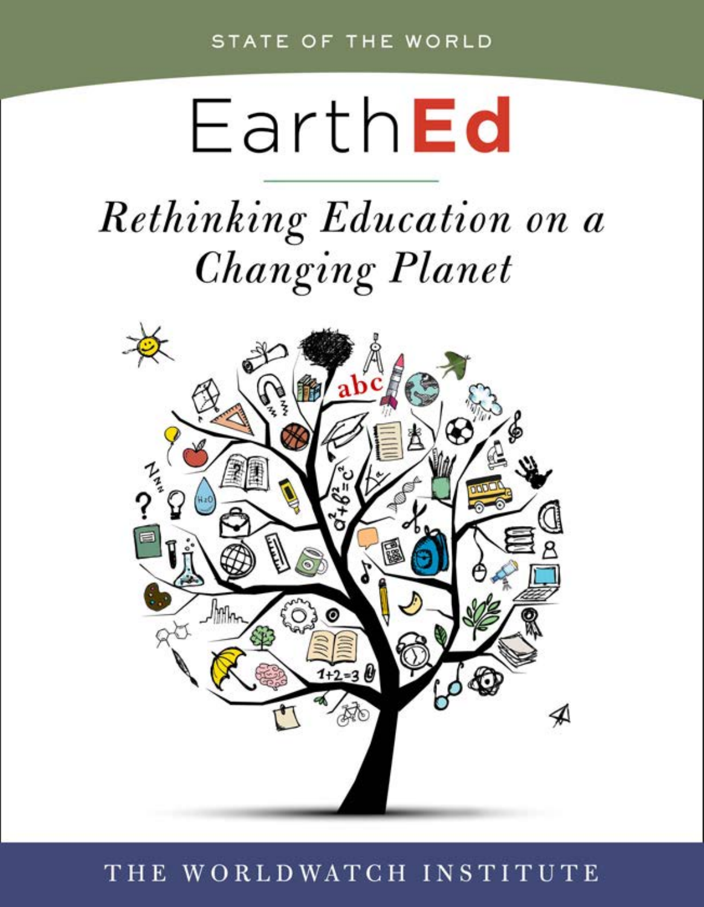STATE OF THE WORLD

# EarthEd

## *Rethinking Education on a Changing Planet*

THE WORLDWATCH INSTITUTE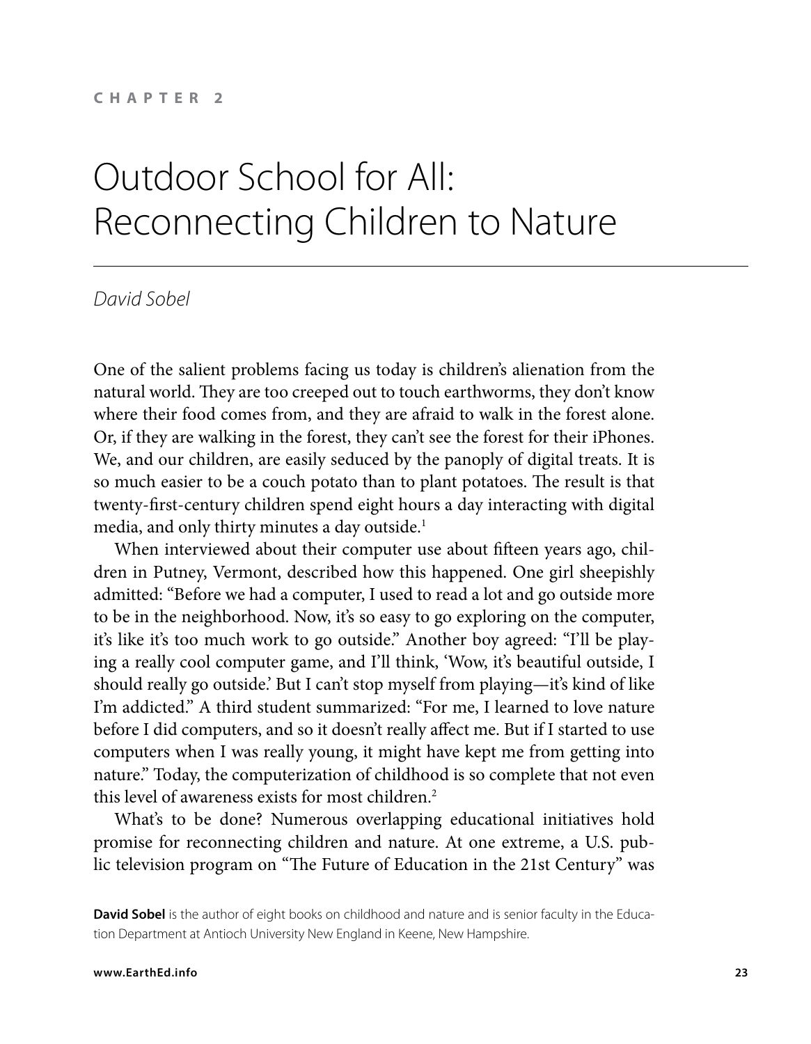CHAPTER 2

# Outdoor School for All: Reconnecting Children to Nature

*David Sobel*

One of the salient problems facing us today is children's alienation from the natural world. They are too creeped out to touch earthworms, they don't know where their food comes from, and they are afraid to walk in the forest alone. Or, if they are walking in the forest, they can't see the forest for their iPhones. We, and our children, are easily seduced by the panoply of digital treats. It is so much easier to be a couch potato than to plant potatoes. The result is that twenty-first-century children spend eight hours a day interacting with digital media, and only thirty minutes a day outside.[1]

When interviewed about their computer use about fifteen years ago, children in Putney, Vermont, described how this happened. One girl sheepishly admitted: "Before we had a computer, I used to read a lot and go outside more to be in the neighborhood. Now, it's so easy to go exploring on the computer, it's like it's too much work to go outside." Another boy agreed: "I'll be playing a really cool computer game, and I'll think, 'Wow, it's beautiful outside, I should really go outside.' But I can't stop myself from playing—it's kind of like I'm addicted." A third student summarized: "For me, I learned to love nature before I did computers, and so it doesn't really affect me. But if I started to use computers when I was really young, it might have kept me from getting into nature." Today, the computerization of childhood is so complete that not even this level of awareness exists for most children.[2]

What's to be done? Numerous overlapping educational initiatives hold promise for reconnecting children and nature. At one extreme, a U.S. public television program on "The Future of Education in the 21st Century" was

**David Sobel** is the author of eight books on childhood and nature and is senior faculty in the Education Department at Antioch University New England in Keene, New Hampshire.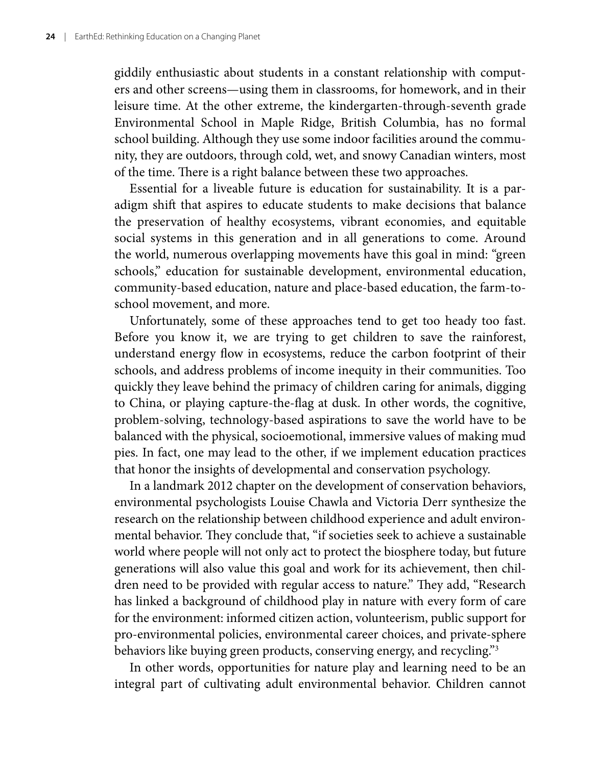giddily enthusiastic about students in a constant relationship with computers and other screens—using them in classrooms, for homework, and in their leisure time. At the other extreme, the kindergarten-through-seventh grade Environmental School in Maple Ridge, British Columbia, has no formal school building. Although they use some indoor facilities around the community, they are outdoors, through cold, wet, and snowy Canadian winters, most of the time. There is a right balance between these two approaches.

Essential for a liveable future is education for sustainability. It is a paradigm shift that aspires to educate students to make decisions that balance the preservation of healthy ecosystems, vibrant economies, and equitable social systems in this generation and in all generations to come. Around the world, numerous overlapping movements have this goal in mind: "green schools," education for sustainable development, environmental education, community-based education, nature and place-based education, the farm-to-school movement, and more.

Unfortunately, some of these approaches tend to get too heady too fast. Before you know it, we are trying to get children to save the rainforest, understand energy flow in ecosystems, reduce the carbon footprint of their schools, and address problems of income inequity in their communities. Too quickly they leave behind the primacy of children caring for animals, digging to China, or playing capture-the-flag at dusk. In other words, the cognitive, problem-solving, technology-based aspirations to save the world have to be balanced with the physical, socioemotional, immersive values of making mud pies. In fact, one may lead to the other, if we implement education practices that honor the insights of developmental and conservation psychology.

In a landmark 2012 chapter on the development of conservation behaviors, environmental psychologists Louise Chawla and Victoria Derr synthesize the research on the relationship between childhood experience and adult environmental behavior. They conclude that, "if societies seek to achieve a sustainable world where people will not only act to protect the biosphere today, but future generations will also value this goal and work for its achievement, then children need to be provided with regular access to nature." They add, "Research has linked a background of childhood play in nature with every form of care for the environment: informed citizen action, volunteerism, public support for pro-environmental policies, environmental career choices, and private-sphere behaviors like buying green products, conserving energy, and recycling."[3]

In other words, opportunities for nature play and learning need to be an integral part of cultivating adult environmental behavior. Children cannot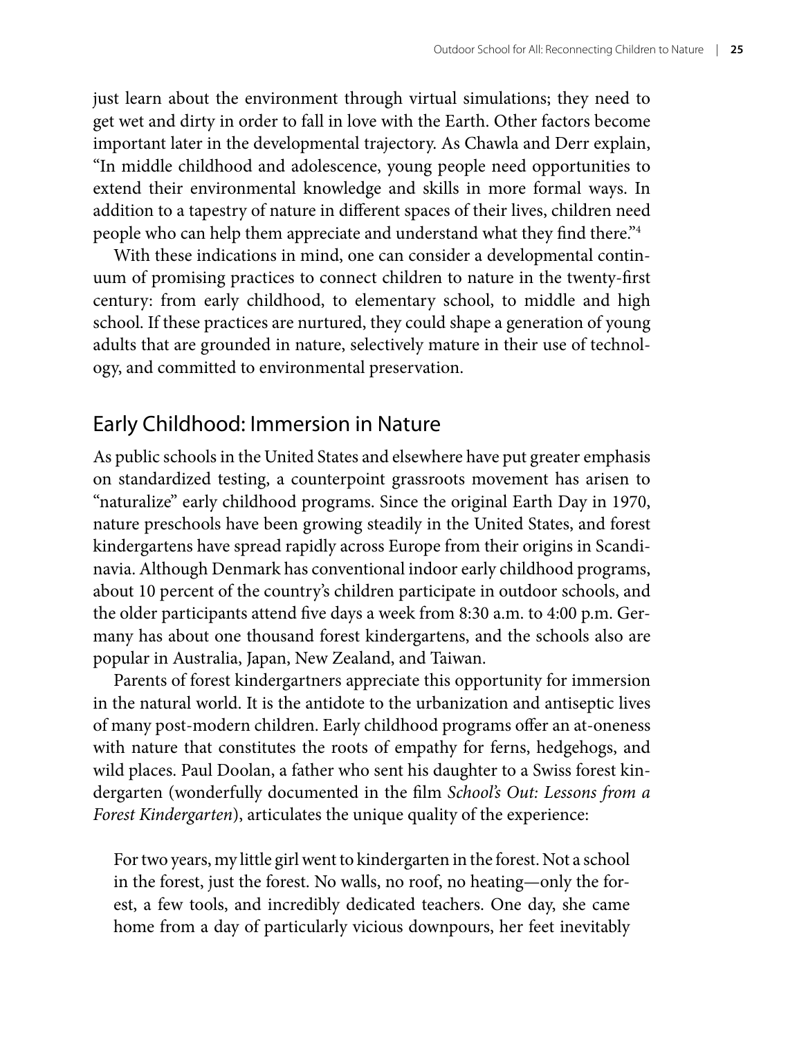just learn about the environment through virtual simulations; they need to get wet and dirty in order to fall in love with the Earth. Other factors become important later in the developmental trajectory. As Chawla and Derr explain, "In middle childhood and adolescence, young people need opportunities to extend their environmental knowledge and skills in more formal ways. In addition to a tapestry of nature in different spaces of their lives, children need people who can help them appreciate and understand what they find there."[4]

With these indications in mind, one can consider a developmental continuum of promising practices to connect children to nature in the twenty-first century: from early childhood, to elementary school, to middle and high school. If these practices are nurtured, they could shape a generation of young adults that are grounded in nature, selectively mature in their use of technology, and committed to environmental preservation.

## Early Childhood: Immersion in Nature

As public schools in the United States and elsewhere have put greater emphasis on standardized testing, a counterpoint grassroots movement has arisen to "naturalize" early childhood programs. Since the original Earth Day in 1970, nature preschools have been growing steadily in the United States, and forest kindergartens have spread rapidly across Europe from their origins in Scandinavia. Although Denmark has conventional indoor early childhood programs, about 10 percent of the country's children participate in outdoor schools, and the older participants attend five days a week from 8:30 a.m. to 4:00 p.m. Germany has about one thousand forest kindergartens, and the schools also are popular in Australia, Japan, New Zealand, and Taiwan.

Parents of forest kindergartners appreciate this opportunity for immersion in the natural world. It is the antidote to the urbanization and antiseptic lives of many post-modern children. Early childhood programs offer an at-oneness with nature that constitutes the roots of empathy for ferns, hedgehogs, and wild places. Paul Doolan, a father who sent his daughter to a Swiss forest kindergarten (wonderfully documented in the film *School's Out: Lessons from a Forest Kindergarten*), articulates the unique quality of the experience:

> For two years, my little girl went to kindergarten in the forest. Not a school in the forest, just the forest. No walls, no roof, no heating—only the forest, a few tools, and incredibly dedicated teachers. One day, she came home from a day of particularly vicious downpours, her feet inevitably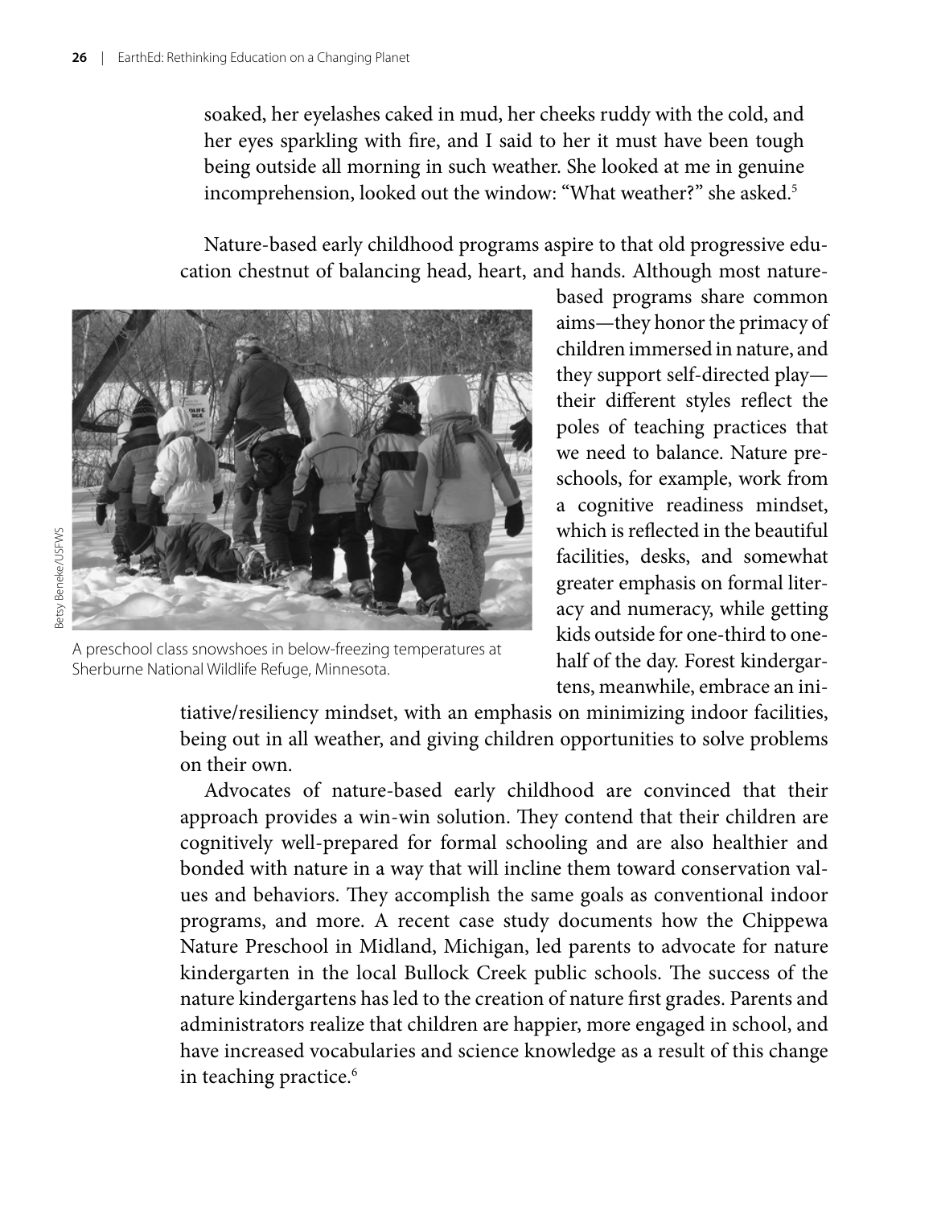soaked, her eyelashes caked in mud, her cheeks ruddy with the cold, and her eyes sparkling with fire, and I said to her it must have been tough being outside all morning in such weather. She looked at me in genuine incomprehension, looked out the window: "What weather?" she asked.[5]

Nature-based early childhood programs aspire to that old progressive education chestnut of balancing head, heart, and hands. Although most nature-based programs share common aims—they honor the primacy of children immersed in nature, and they support self-directed play—their different styles reflect the poles of teaching practices that we need to balance. Nature preschools, for example, work from a cognitive readiness mindset, which is reflected in the beautiful facilities, desks, and somewhat greater emphasis on formal literacy and numeracy, while getting kids outside for one-third to one-half of the day. Forest kindergartens, meanwhile, embrace an initiative/resiliency mindset, with an emphasis on minimizing indoor facilities, being out in all weather, and giving children opportunities to solve problems on their own.

Betsy Beneke/USFWS

A preschool class snowshoes in below-freezing temperatures at Sherburne National Wildlife Refuge, Minnesota.

Advocates of nature-based early childhood are convinced that their approach provides a win-win solution. They contend that their children are cognitively well-prepared for formal schooling and are also healthier and bonded with nature in a way that will incline them toward conservation values and behaviors. They accomplish the same goals as conventional indoor programs, and more. A recent case study documents how the Chippewa Nature Preschool in Midland, Michigan, led parents to advocate for nature kindergarten in the local Bullock Creek public schools. The success of the nature kindergartens has led to the creation of nature first grades. Parents and administrators realize that children are happier, more engaged in school, and have increased vocabularies and science knowledge as a result of this change in teaching practice.[6]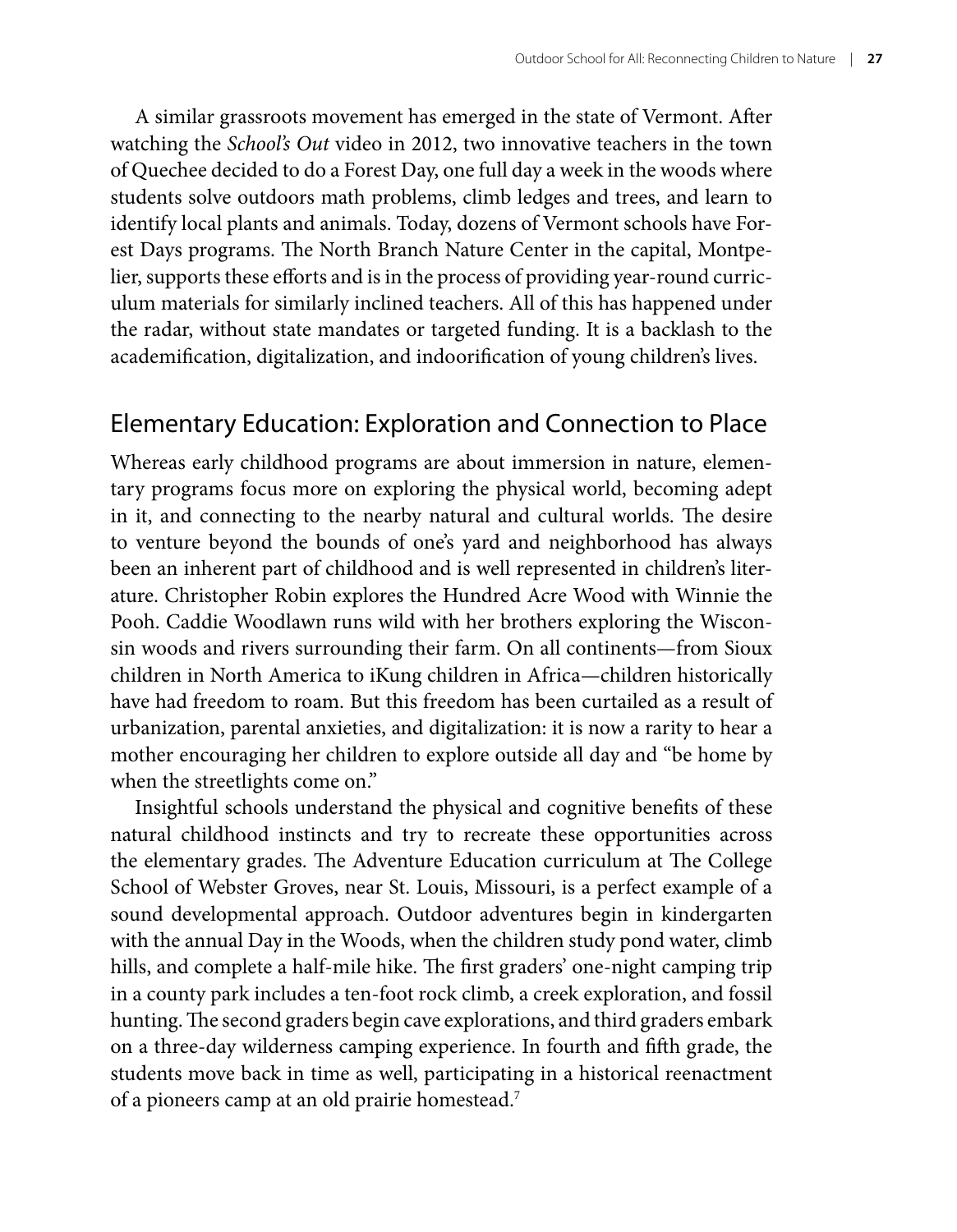A similar grassroots movement has emerged in the state of Vermont. After watching the *School's Out* video in 2012, two innovative teachers in the town of Quechee decided to do a Forest Day, one full day a week in the woods where students solve outdoors math problems, climb ledges and trees, and learn to identify local plants and animals. Today, dozens of Vermont schools have Forest Days programs. The North Branch Nature Center in the capital, Montpelier, supports these efforts and is in the process of providing year-round curriculum materials for similarly inclined teachers. All of this has happened under the radar, without state mandates or targeted funding. It is a backlash to the academification, digitalization, and indoorification of young children's lives.

## Elementary Education: Exploration and Connection to Place

Whereas early childhood programs are about immersion in nature, elementary programs focus more on exploring the physical world, becoming adept in it, and connecting to the nearby natural and cultural worlds. The desire to venture beyond the bounds of one's yard and neighborhood has always been an inherent part of childhood and is well represented in children's literature. Christopher Robin explores the Hundred Acre Wood with Winnie the Pooh. Caddie Woodlawn runs wild with her brothers exploring the Wisconsin woods and rivers surrounding their farm. On all continents—from Sioux children in North America to iKung children in Africa—children historically have had freedom to roam. But this freedom has been curtailed as a result of urbanization, parental anxieties, and digitalization: it is now a rarity to hear a mother encouraging her children to explore outside all day and "be home by when the streetlights come on."

Insightful schools understand the physical and cognitive benefits of these natural childhood instincts and try to recreate these opportunities across the elementary grades. The Adventure Education curriculum at The College School of Webster Groves, near St. Louis, Missouri, is a perfect example of a sound developmental approach. Outdoor adventures begin in kindergarten with the annual Day in the Woods, when the children study pond water, climb hills, and complete a half-mile hike. The first graders' one-night camping trip in a county park includes a ten-foot rock climb, a creek exploration, and fossil hunting. The second graders begin cave explorations, and third graders embark on a three-day wilderness camping experience. In fourth and fifth grade, the students move back in time as well, participating in a historical reenactment of a pioneers camp at an old prairie homestead.[7]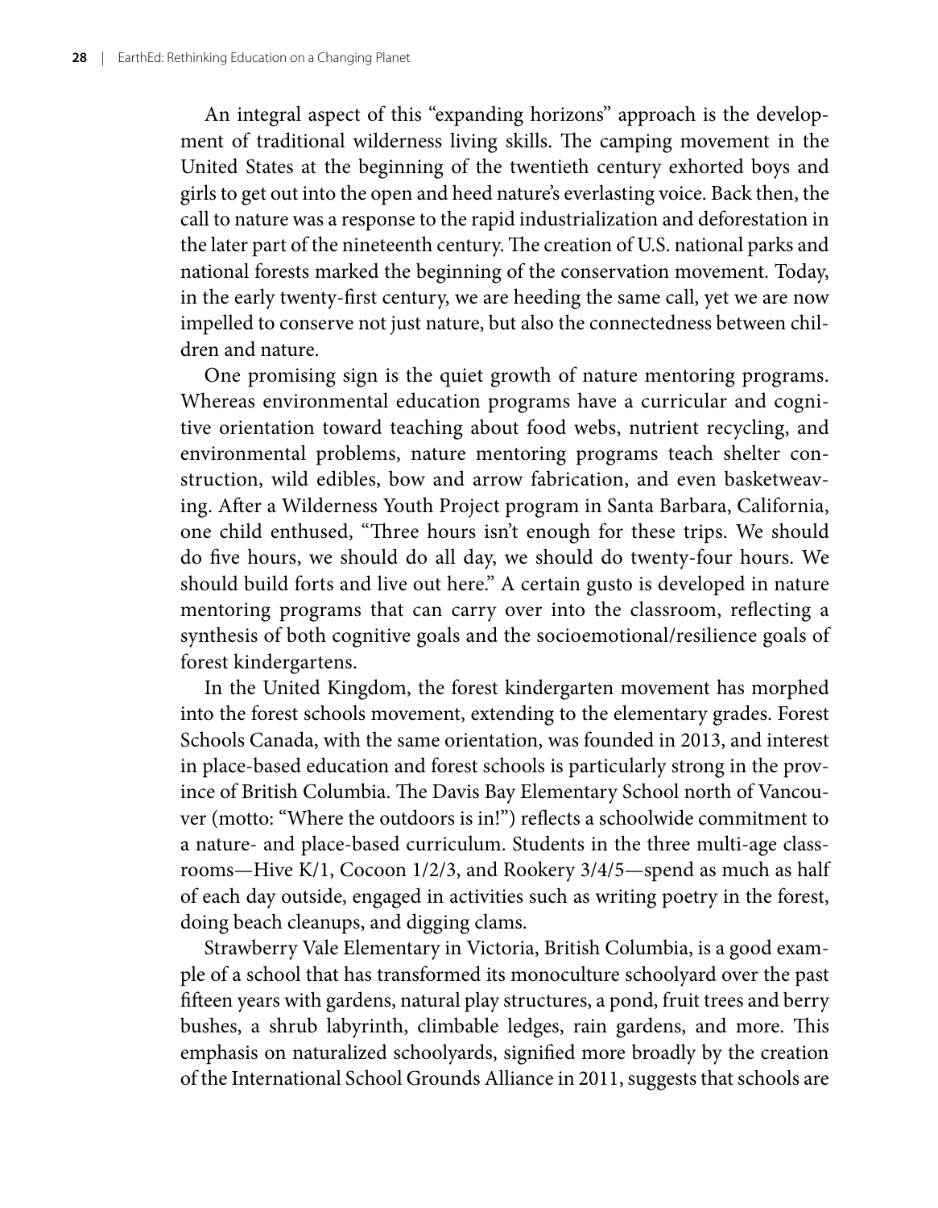An integral aspect of this "expanding horizons" approach is the development of traditional wilderness living skills. The camping movement in the United States at the beginning of the twentieth century exhorted boys and girls to get out into the open and heed nature's everlasting voice. Back then, the call to nature was a response to the rapid industrialization and deforestation in the later part of the nineteenth century. The creation of U.S. national parks and national forests marked the beginning of the conservation movement. Today, in the early twenty-first century, we are heeding the same call, yet we are now impelled to conserve not just nature, but also the connectedness between children and nature.

One promising sign is the quiet growth of nature mentoring programs. Whereas environmental education programs have a curricular and cognitive orientation toward teaching about food webs, nutrient recycling, and environmental problems, nature mentoring programs teach shelter construction, wild edibles, bow and arrow fabrication, and even basketweaving. After a Wilderness Youth Project program in Santa Barbara, California, one child enthused, "Three hours isn't enough for these trips. We should do five hours, we should do all day, we should do twenty-four hours. We should build forts and live out here." A certain gusto is developed in nature mentoring programs that can carry over into the classroom, reflecting a synthesis of both cognitive goals and the socioemotional/resilience goals of forest kindergartens.

In the United Kingdom, the forest kindergarten movement has morphed into the forest schools movement, extending to the elementary grades. Forest Schools Canada, with the same orientation, was founded in 2013, and interest in place-based education and forest schools is particularly strong in the province of British Columbia. The Davis Bay Elementary School north of Vancouver (motto: "Where the outdoors is in!") reflects a schoolwide commitment to a nature- and place-based curriculum. Students in the three multi-age classrooms—Hive K/1, Cocoon 1/2/3, and Rookery 3/4/5—spend as much as half of each day outside, engaged in activities such as writing poetry in the forest, doing beach cleanups, and digging clams.

Strawberry Vale Elementary in Victoria, British Columbia, is a good example of a school that has transformed its monoculture schoolyard over the past fifteen years with gardens, natural play structures, a pond, fruit trees and berry bushes, a shrub labyrinth, climbable ledges, rain gardens, and more. This emphasis on naturalized schoolyards, signified more broadly by the creation of the International School Grounds Alliance in 2011, suggests that schools are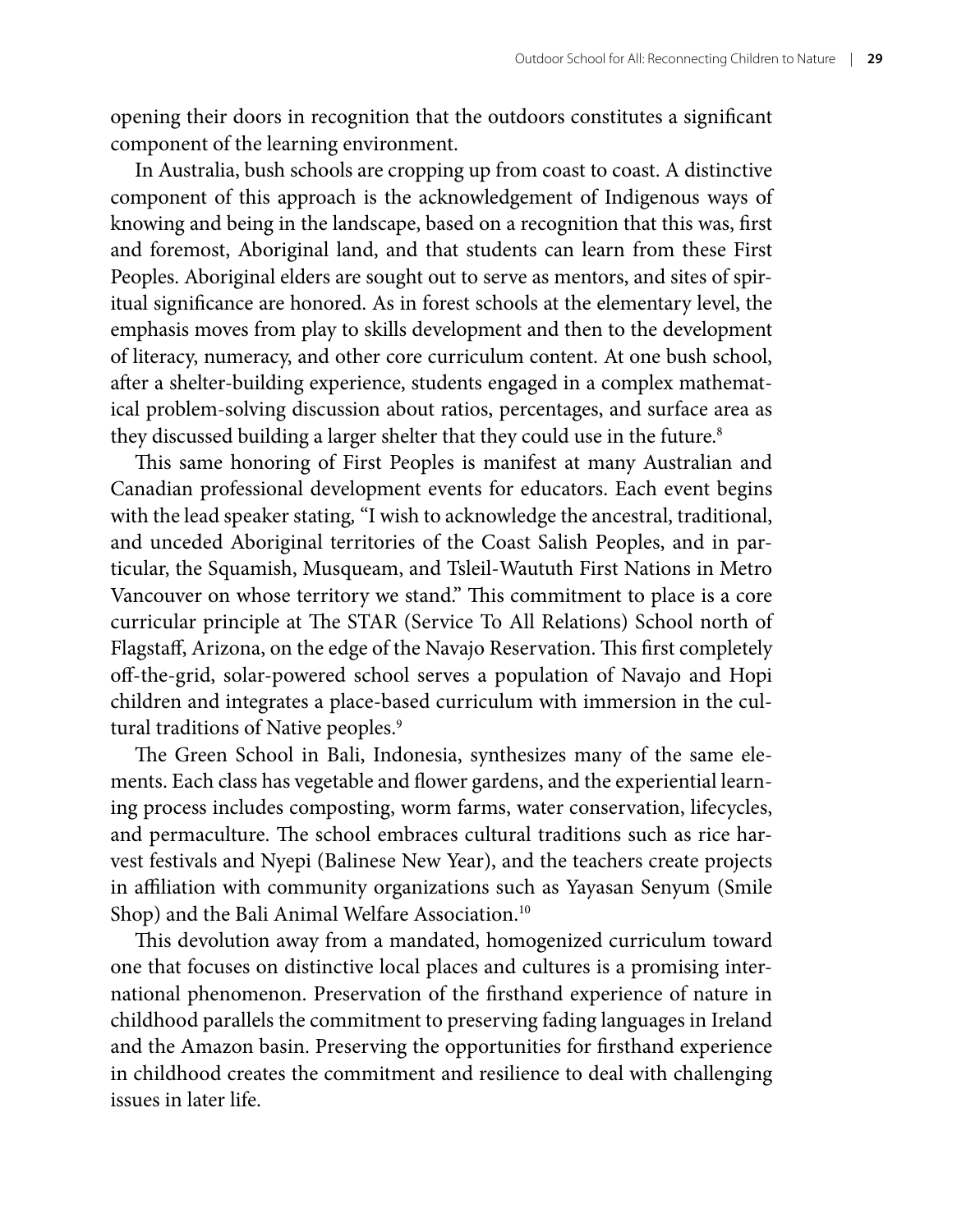opening their doors in recognition that the outdoors constitutes a significant component of the learning environment.

In Australia, bush schools are cropping up from coast to coast. A distinctive component of this approach is the acknowledgement of Indigenous ways of knowing and being in the landscape, based on a recognition that this was, first and foremost, Aboriginal land, and that students can learn from these First Peoples. Aboriginal elders are sought out to serve as mentors, and sites of spiritual significance are honored. As in forest schools at the elementary level, the emphasis moves from play to skills development and then to the development of literacy, numeracy, and other core curriculum content. At one bush school, after a shelter-building experience, students engaged in a complex mathematical problem-solving discussion about ratios, percentages, and surface area as they discussed building a larger shelter that they could use in the future.[8]

This same honoring of First Peoples is manifest at many Australian and Canadian professional development events for educators. Each event begins with the lead speaker stating, "I wish to acknowledge the ancestral, traditional, and unceded Aboriginal territories of the Coast Salish Peoples, and in particular, the Squamish, Musqueam, and Tsleil-Waututh First Nations in Metro Vancouver on whose territory we stand." This commitment to place is a core curricular principle at The STAR (Service To All Relations) School north of Flagstaff, Arizona, on the edge of the Navajo Reservation. This first completely off-the-grid, solar-powered school serves a population of Navajo and Hopi children and integrates a place-based curriculum with immersion in the cultural traditions of Native peoples.[9]

The Green School in Bali, Indonesia, synthesizes many of the same elements. Each class has vegetable and flower gardens, and the experiential learning process includes composting, worm farms, water conservation, lifecycles, and permaculture. The school embraces cultural traditions such as rice harvest festivals and Nyepi (Balinese New Year), and the teachers create projects in affiliation with community organizations such as Yayasan Senyum (Smile Shop) and the Bali Animal Welfare Association.[10]

This devolution away from a mandated, homogenized curriculum toward one that focuses on distinctive local places and cultures is a promising international phenomenon. Preservation of the firsthand experience of nature in childhood parallels the commitment to preserving fading languages in Ireland and the Amazon basin. Preserving the opportunities for firsthand experience in childhood creates the commitment and resilience to deal with challenging issues in later life.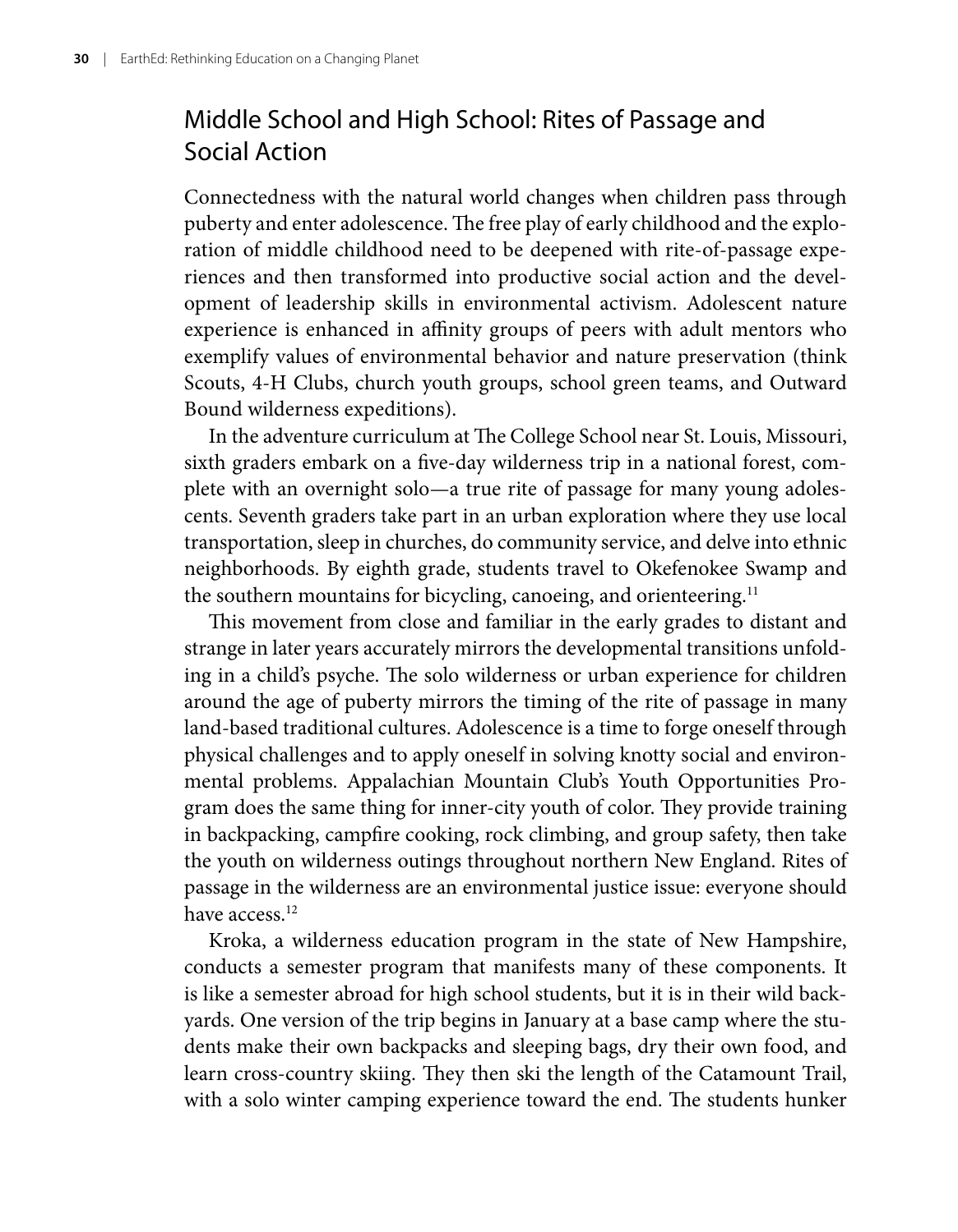## Middle School and High School: Rites of Passage and Social Action

Connectedness with the natural world changes when children pass through puberty and enter adolescence. The free play of early childhood and the exploration of middle childhood need to be deepened with rite-of-passage experiences and then transformed into productive social action and the development of leadership skills in environmental activism. Adolescent nature experience is enhanced in affinity groups of peers with adult mentors who exemplify values of environmental behavior and nature preservation (think Scouts, 4-H Clubs, church youth groups, school green teams, and Outward Bound wilderness expeditions).

In the adventure curriculum at The College School near St. Louis, Missouri, sixth graders embark on a five-day wilderness trip in a national forest, complete with an overnight solo—a true rite of passage for many young adolescents. Seventh graders take part in an urban exploration where they use local transportation, sleep in churches, do community service, and delve into ethnic neighborhoods. By eighth grade, students travel to Okefenokee Swamp and the southern mountains for bicycling, canoeing, and orienteering.[11]

This movement from close and familiar in the early grades to distant and strange in later years accurately mirrors the developmental transitions unfolding in a child's psyche. The solo wilderness or urban experience for children around the age of puberty mirrors the timing of the rite of passage in many land-based traditional cultures. Adolescence is a time to forge oneself through physical challenges and to apply oneself in solving knotty social and environmental problems. Appalachian Mountain Club's Youth Opportunities Program does the same thing for inner-city youth of color. They provide training in backpacking, campfire cooking, rock climbing, and group safety, then take the youth on wilderness outings throughout northern New England. Rites of passage in the wilderness are an environmental justice issue: everyone should have access.[12]

Kroka, a wilderness education program in the state of New Hampshire, conducts a semester program that manifests many of these components. It is like a semester abroad for high school students, but it is in their wild backyards. One version of the trip begins in January at a base camp where the students make their own backpacks and sleeping bags, dry their own food, and learn cross-country skiing. They then ski the length of the Catamount Trail, with a solo winter camping experience toward the end. The students hunker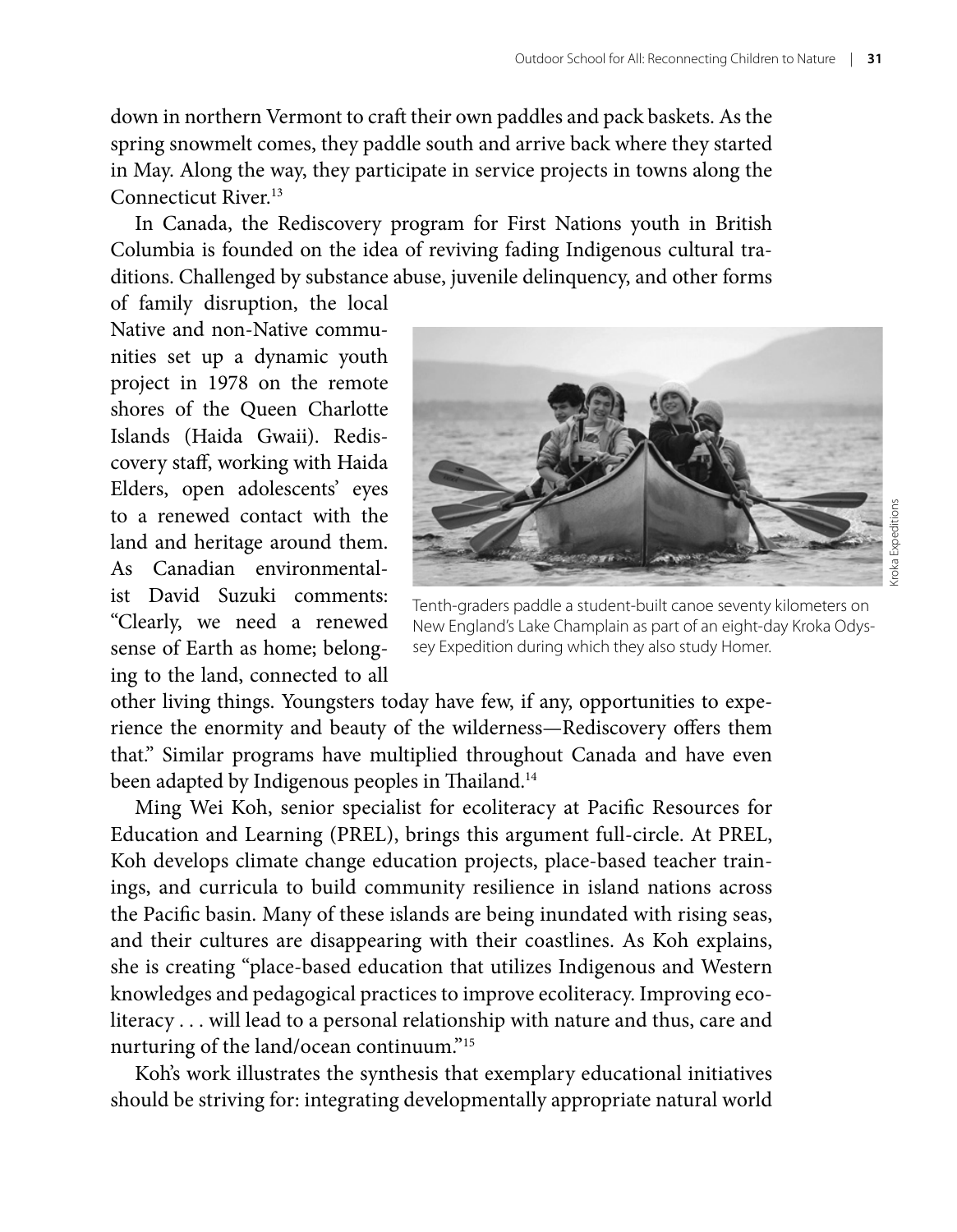down in northern Vermont to craft their own paddles and pack baskets. As the spring snowmelt comes, they paddle south and arrive back where they started in May. Along the way, they participate in service projects in towns along the Connecticut River.[13]

In Canada, the Rediscovery program for First Nations youth in British Columbia is founded on the idea of reviving fading Indigenous cultural traditions. Challenged by substance abuse, juvenile delinquency, and other forms of family disruption, the local Native and non-Native communities set up a dynamic youth project in 1978 on the remote shores of the Queen Charlotte Islands (Haida Gwaii). Rediscovery staff, working with Haida Elders, open adolescents' eyes to a renewed contact with the land and heritage around them. As Canadian environmentalist David Suzuki comments: "Clearly, we need a renewed sense of Earth as home; belonging to the land, connected to all other living things. Youngsters today have few, if any, opportunities to experience the enormity and beauty of the wilderness—Rediscovery offers them that." Similar programs have multiplied throughout Canada and have even been adapted by Indigenous peoples in Thailand.[14]

Tenth-graders paddle a student-built canoe seventy kilometers on New England's Lake Champlain as part of an eight-day Kroka Odyssey Expedition during which they also study Homer.

Kroka Expeditions

Ming Wei Koh, senior specialist for ecoliteracy at Pacific Resources for Education and Learning (PREL), brings this argument full-circle. At PREL, Koh develops climate change education projects, place-based teacher trainings, and curricula to build community resilience in island nations across the Pacific basin. Many of these islands are being inundated with rising seas, and their cultures are disappearing with their coastlines. As Koh explains, she is creating "place-based education that utilizes Indigenous and Western knowledges and pedagogical practices to improve ecoliteracy. Improving ecoliteracy . . . will lead to a personal relationship with nature and thus, care and nurturing of the land/ocean continuum."[15]

Koh's work illustrates the synthesis that exemplary educational initiatives should be striving for: integrating developmentally appropriate natural world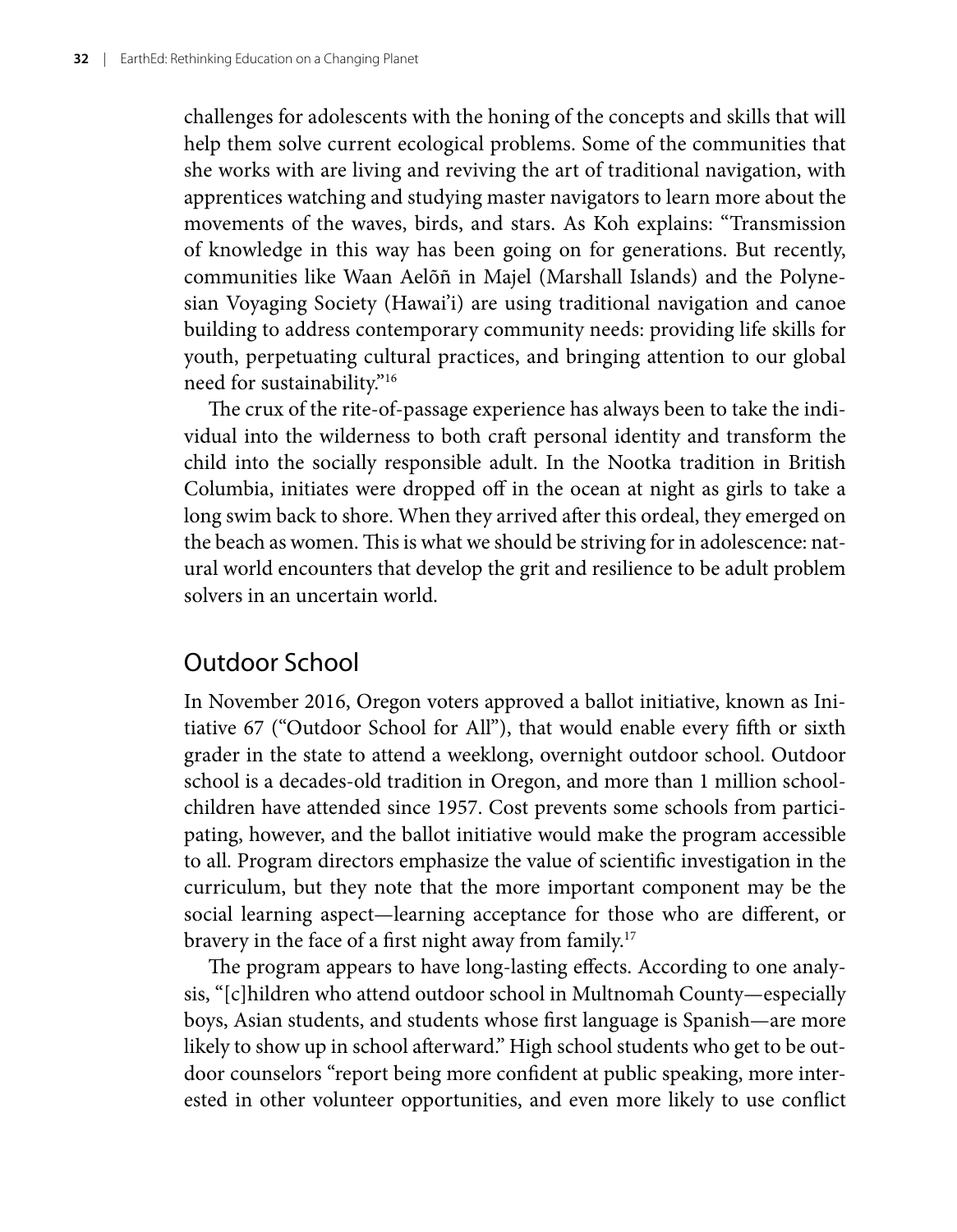challenges for adolescents with the honing of the concepts and skills that will help them solve current ecological problems. Some of the communities that she works with are living and reviving the art of traditional navigation, with apprentices watching and studying master navigators to learn more about the movements of the waves, birds, and stars. As Koh explains: "Transmission of knowledge in this way has been going on for generations. But recently, communities like Waan Aelõñ in Majel (Marshall Islands) and the Polynesian Voyaging Society (Hawai'i) are using traditional navigation and canoe building to address contemporary community needs: providing life skills for youth, perpetuating cultural practices, and bringing attention to our global need for sustainability."[16]

The crux of the rite-of-passage experience has always been to take the individual into the wilderness to both craft personal identity and transform the child into the socially responsible adult. In the Nootka tradition in British Columbia, initiates were dropped off in the ocean at night as girls to take a long swim back to shore. When they arrived after this ordeal, they emerged on the beach as women. This is what we should be striving for in adolescence: natural world encounters that develop the grit and resilience to be adult problem solvers in an uncertain world.

## Outdoor School

In November 2016, Oregon voters approved a ballot initiative, known as Initiative 67 ("Outdoor School for All"), that would enable every fifth or sixth grader in the state to attend a weeklong, overnight outdoor school. Outdoor school is a decades-old tradition in Oregon, and more than 1 million schoolchildren have attended since 1957. Cost prevents some schools from participating, however, and the ballot initiative would make the program accessible to all. Program directors emphasize the value of scientific investigation in the curriculum, but they note that the more important component may be the social learning aspect—learning acceptance for those who are different, or bravery in the face of a first night away from family.[17]

The program appears to have long-lasting effects. According to one analysis, "[c]hildren who attend outdoor school in Multnomah County—especially boys, Asian students, and students whose first language is Spanish—are more likely to show up in school afterward." High school students who get to be outdoor counselors "report being more confident at public speaking, more interested in other volunteer opportunities, and even more likely to use conflict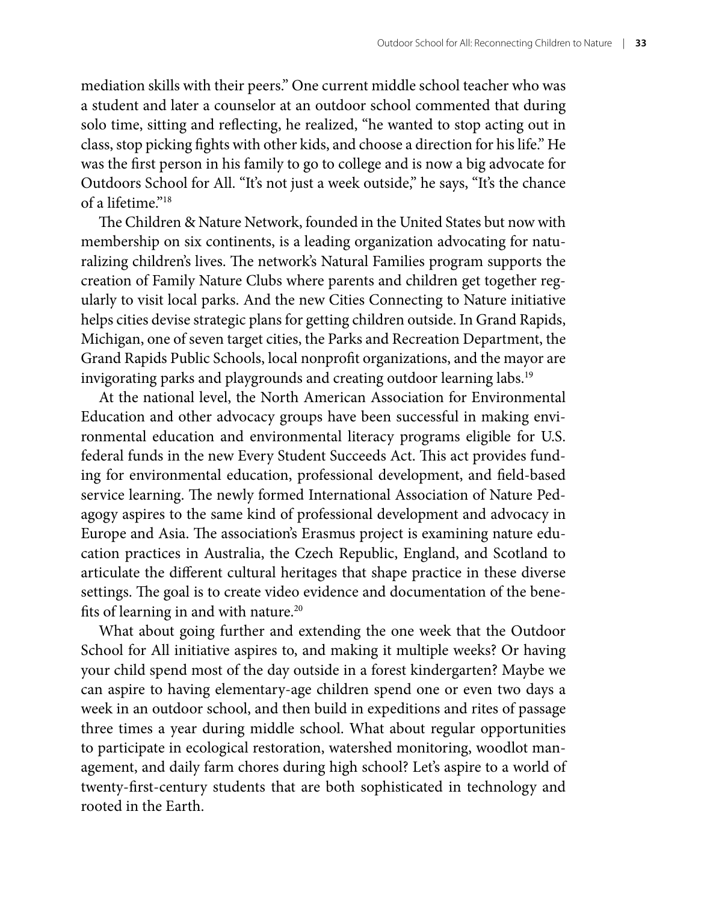mediation skills with their peers." One current middle school teacher who was a student and later a counselor at an outdoor school commented that during solo time, sitting and reflecting, he realized, "he wanted to stop acting out in class, stop picking fights with other kids, and choose a direction for his life." He was the first person in his family to go to college and is now a big advocate for Outdoors School for All. "It's not just a week outside," he says, "It's the chance of a lifetime."[18]

The Children & Nature Network, founded in the United States but now with membership on six continents, is a leading organization advocating for naturalizing children's lives. The network's Natural Families program supports the creation of Family Nature Clubs where parents and children get together regularly to visit local parks. And the new Cities Connecting to Nature initiative helps cities devise strategic plans for getting children outside. In Grand Rapids, Michigan, one of seven target cities, the Parks and Recreation Department, the Grand Rapids Public Schools, local nonprofit organizations, and the mayor are invigorating parks and playgrounds and creating outdoor learning labs.[19]

At the national level, the North American Association for Environmental Education and other advocacy groups have been successful in making environmental education and environmental literacy programs eligible for U.S. federal funds in the new Every Student Succeeds Act. This act provides funding for environmental education, professional development, and field-based service learning. The newly formed International Association of Nature Pedagogy aspires to the same kind of professional development and advocacy in Europe and Asia. The association's Erasmus project is examining nature education practices in Australia, the Czech Republic, England, and Scotland to articulate the different cultural heritages that shape practice in these diverse settings. The goal is to create video evidence and documentation of the benefits of learning in and with nature.[20]

What about going further and extending the one week that the Outdoor School for All initiative aspires to, and making it multiple weeks? Or having your child spend most of the day outside in a forest kindergarten? Maybe we can aspire to having elementary-age children spend one or even two days a week in an outdoor school, and then build in expeditions and rites of passage three times a year during middle school. What about regular opportunities to participate in ecological restoration, watershed monitoring, woodlot management, and daily farm chores during high school? Let's aspire to a world of twenty-first-century students that are both sophisticated in technology and rooted in the Earth.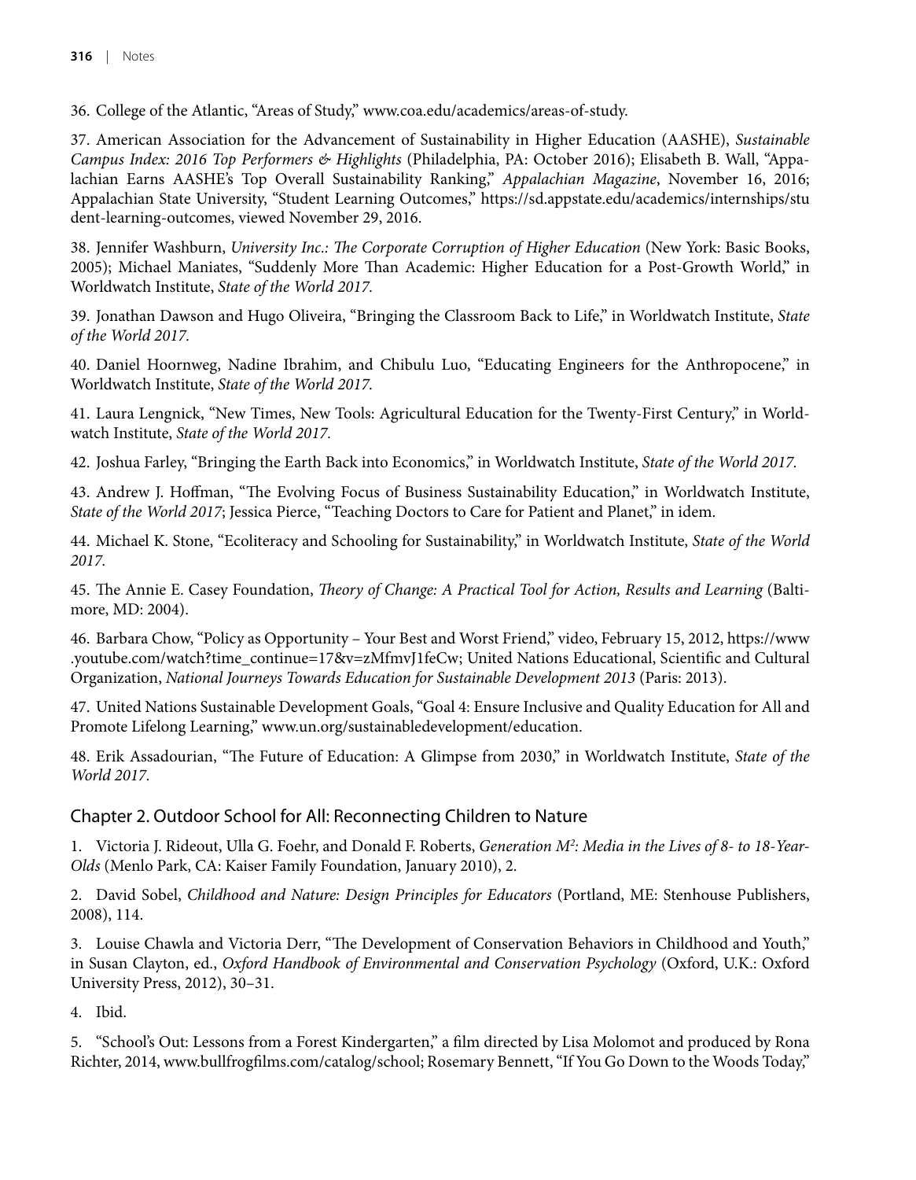36. College of the Atlantic, "Areas of Study," www.coa.edu/academics/areas-of-study.

37. American Association for the Advancement of Sustainability in Higher Education (AASHE), *Sustainable Campus Index: 2016 Top Performers & Highlights* (Philadelphia, PA: October 2016); Elisabeth B. Wall, "Appalachian Earns AASHE's Top Overall Sustainability Ranking," *Appalachian Magazine*, November 16, 2016; Appalachian State University, "Student Learning Outcomes," https://sd.appstate.edu/academics/internships/student-learning-outcomes, viewed November 29, 2016.

38. Jennifer Washburn, *University Inc.: The Corporate Corruption of Higher Education* (New York: Basic Books, 2005); Michael Maniates, "Suddenly More Than Academic: Higher Education for a Post-Growth World," in Worldwatch Institute, *State of the World 2017*.

39. Jonathan Dawson and Hugo Oliveira, "Bringing the Classroom Back to Life," in Worldwatch Institute, *State of the World 2017*.

40. Daniel Hoornweg, Nadine Ibrahim, and Chibulu Luo, "Educating Engineers for the Anthropocene," in Worldwatch Institute, *State of the World 2017*.

41. Laura Lengnick, "New Times, New Tools: Agricultural Education for the Twenty-First Century," in Worldwatch Institute, *State of the World 2017*.

42. Joshua Farley, "Bringing the Earth Back into Economics," in Worldwatch Institute, *State of the World 2017*.

43. Andrew J. Hoffman, "The Evolving Focus of Business Sustainability Education," in Worldwatch Institute, *State of the World 2017*; Jessica Pierce, "Teaching Doctors to Care for Patient and Planet," in idem.

44. Michael K. Stone, "Ecoliteracy and Schooling for Sustainability," in Worldwatch Institute, *State of the World 2017*.

45. The Annie E. Casey Foundation, *Theory of Change: A Practical Tool for Action, Results and Learning* (Baltimore, MD: 2004).

46. Barbara Chow, "Policy as Opportunity – Your Best and Worst Friend," video, February 15, 2012, https://www.youtube.com/watch?time_continue=17&v=zMfmvJ1feCw; United Nations Educational, Scientific and Cultural Organization, *National Journeys Towards Education for Sustainable Development 2013* (Paris: 2013).

47. United Nations Sustainable Development Goals, "Goal 4: Ensure Inclusive and Quality Education for All and Promote Lifelong Learning," www.un.org/sustainabledevelopment/education.

48. Erik Assadourian, "The Future of Education: A Glimpse from 2030," in Worldwatch Institute, *State of the World 2017*.

## Chapter 2. Outdoor School for All: Reconnecting Children to Nature

1. Victoria J. Rideout, Ulla G. Foehr, and Donald F. Roberts, *Generation M$^2$: Media in the Lives of 8- to 18-Year-Olds* (Menlo Park, CA: Kaiser Family Foundation, January 2010), 2.

2. David Sobel, *Childhood and Nature: Design Principles for Educators* (Portland, ME: Stenhouse Publishers, 2008), 114.

3. Louise Chawla and Victoria Derr, "The Development of Conservation Behaviors in Childhood and Youth," in Susan Clayton, ed., *Oxford Handbook of Environmental and Conservation Psychology* (Oxford, U.K.: Oxford University Press, 2012), 30–31.

4. Ibid.

5. "School's Out: Lessons from a Forest Kindergarten," a film directed by Lisa Molomot and produced by Rona Richter, 2014, www.bullfrogfilms.com/catalog/school; Rosemary Bennett, "If You Go Down to the Woods Today,"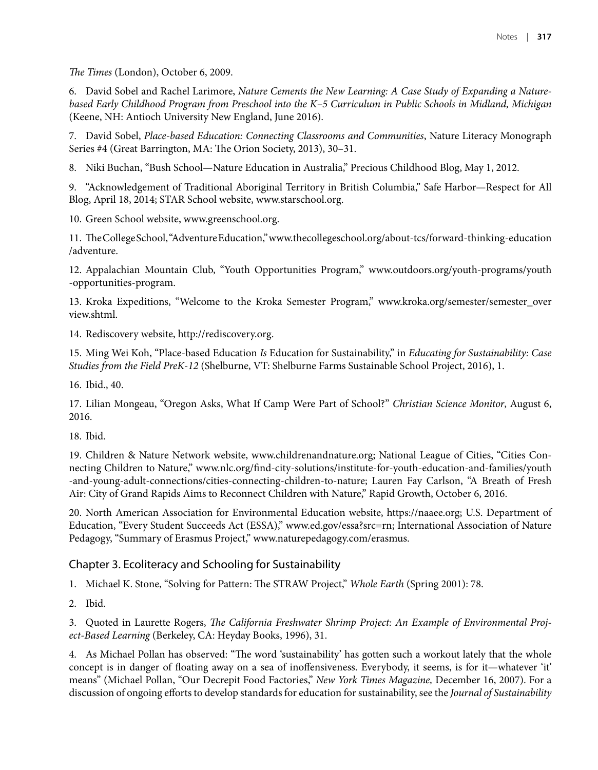*The Times* (London), October 6, 2009.

6. David Sobel and Rachel Larimore, *Nature Cements the New Learning: A Case Study of Expanding a Nature-based Early Childhood Program from Preschool into the K–5 Curriculum in Public Schools in Midland, Michigan* (Keene, NH: Antioch University New England, June 2016).

7. David Sobel, *Place-based Education: Connecting Classrooms and Communities*, Nature Literacy Monograph Series #4 (Great Barrington, MA: The Orion Society, 2013), 30–31.

8. Niki Buchan, "Bush School—Nature Education in Australia," Precious Childhood Blog, May 1, 2012.

9. "Acknowledgement of Traditional Aboriginal Territory in British Columbia," Safe Harbor—Respect for All Blog, April 18, 2014; STAR School website, www.starschool.org.

10. Green School website, www.greenschool.org.

11. The College School, "Adventure Education," www.thecollegeschool.org/about-tcs/forward-thinking-education/adventure.

12. Appalachian Mountain Club, "Youth Opportunities Program," www.outdoors.org/youth-programs/youth-opportunities-program.

13. Kroka Expeditions, "Welcome to the Kroka Semester Program," www.kroka.org/semester/semester_overview.shtml.

14. Rediscovery website, http://rediscovery.org.

15. Ming Wei Koh, "Place-based Education *Is* Education for Sustainability," in *Educating for Sustainability: Case Studies from the Field PreK-12* (Shelburne, VT: Shelburne Farms Sustainable School Project, 2016), 1.

16. Ibid., 40.

17. Lilian Mongeau, "Oregon Asks, What If Camp Were Part of School?" *Christian Science Monitor*, August 6, 2016.

18. Ibid.

19. Children & Nature Network website, www.childrenandnature.org; National League of Cities, "Cities Connecting Children to Nature," www.nlc.org/find-city-solutions/institute-for-youth-education-and-families/youth-and-young-adult-connections/cities-connecting-children-to-nature; Lauren Fay Carlson, "A Breath of Fresh Air: City of Grand Rapids Aims to Reconnect Children with Nature," Rapid Growth, October 6, 2016.

20. North American Association for Environmental Education website, https://naaee.org; U.S. Department of Education, "Every Student Succeeds Act (ESSA)," www.ed.gov/essa?src=rn; International Association of Nature Pedagogy, "Summary of Erasmus Project," www.naturepedagogy.com/erasmus.

## Chapter 3. Ecoliteracy and Schooling for Sustainability

1. Michael K. Stone, "Solving for Pattern: The STRAW Project," *Whole Earth* (Spring 2001): 78.

2. Ibid.

3. Quoted in Laurette Rogers, *The California Freshwater Shrimp Project: An Example of Environmental Project-Based Learning* (Berkeley, CA: Heyday Books, 1996), 31.

4. As Michael Pollan has observed: "The word 'sustainability' has gotten such a workout lately that the whole concept is in danger of floating away on a sea of inoffensiveness. Everybody, it seems, is for it—whatever 'it' means" (Michael Pollan, "Our Decrepit Food Factories," *New York Times Magazine,* December 16, 2007). For a discussion of ongoing efforts to develop standards for education for sustainability, see the *Journal of Sustainability*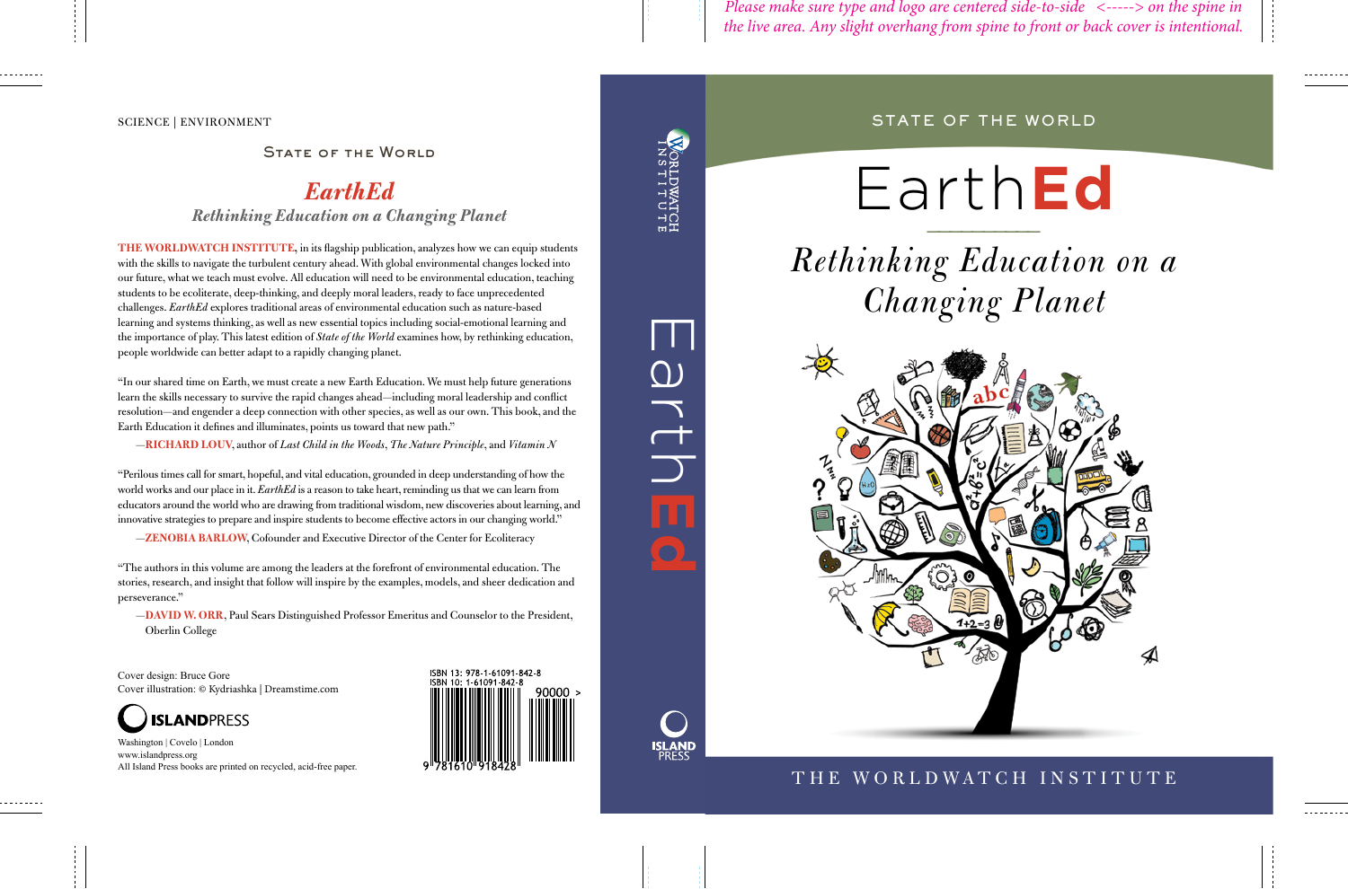*Please make sure type and logo are centered side-to-side <-----> on the spine in the live area. Any slight overhang from spine to front or back cover is intentional.*

SCIENCE | ENVIRONMENT

State of the World

# *EarthEd*

## *Rethinking Education on a Changing Planet*

**THE WORLDWATCH INSTITUTE**, in its flagship publication, analyzes how we can equip students with the skills to navigate the turbulent century ahead. With global environmental changes locked into our future, what we teach must evolve. All education will need to be environmental education, teaching students to be ecoliterate, deep-thinking, and deeply moral leaders, ready to face unprecedented challenges. *EarthEd* explores traditional areas of environmental education such as nature-based learning and systems thinking, as well as new essential topics including social-emotional learning and the importance of play. This latest edition of *State of the World* examines how, by rethinking education, people worldwide can better adapt to a rapidly changing planet.

"In our shared time on Earth, we must create a new Earth Education. We must help future generations learn the skills necessary to survive the rapid changes ahead—including moral leadership and conflict resolution—and engender a deep connection with other species, as well as our own. This book, and the Earth Education it defines and illuminates, points us toward that new path."

—**RICHARD LOUV**, author of *Last Child in the Woods*, *The Nature Principle*, and *Vitamin N*

"Perilous times call for smart, hopeful, and vital education, grounded in deep understanding of how the world works and our place in it. *EarthEd* is a reason to take heart, reminding us that we can learn from educators around the world who are drawing from traditional wisdom, new discoveries about learning, and innovative strategies to prepare and inspire students to become effective actors in our changing world."

—**ZENOBIA BARLOW**, Cofounder and Executive Director of the Center for Ecoliteracy

"The authors in this volume are among the leaders at the forefront of environmental education. The stories, research, and insight that follow will inspire by the examples, models, and sheer dedication and perseverance."

—**DAVID W. ORR**, Paul Sears Distinguished Professor Emeritus and Counselor to the President, Oberlin College

Cover design: Bruce Gore
Cover illustration: © Kydriashka | Dreamstime.com

ISLANDPRESS

Washington | Covelo | London
www.islandpress.org
All Island Press books are printed on recycled, acid-free paper.

ISBN 13: 978-1-61091-842-8
ISBN 10: 1-61091-842-8
90000 >
9 781610 918428

WORLDWATCH INSTITUTE

EarthEd

ISLAND PRESS

STATE OF THE WORLD

# EarthEd

## *Rethinking Education on a Changing Planet*

THE WORLDWATCH INSTITUTE